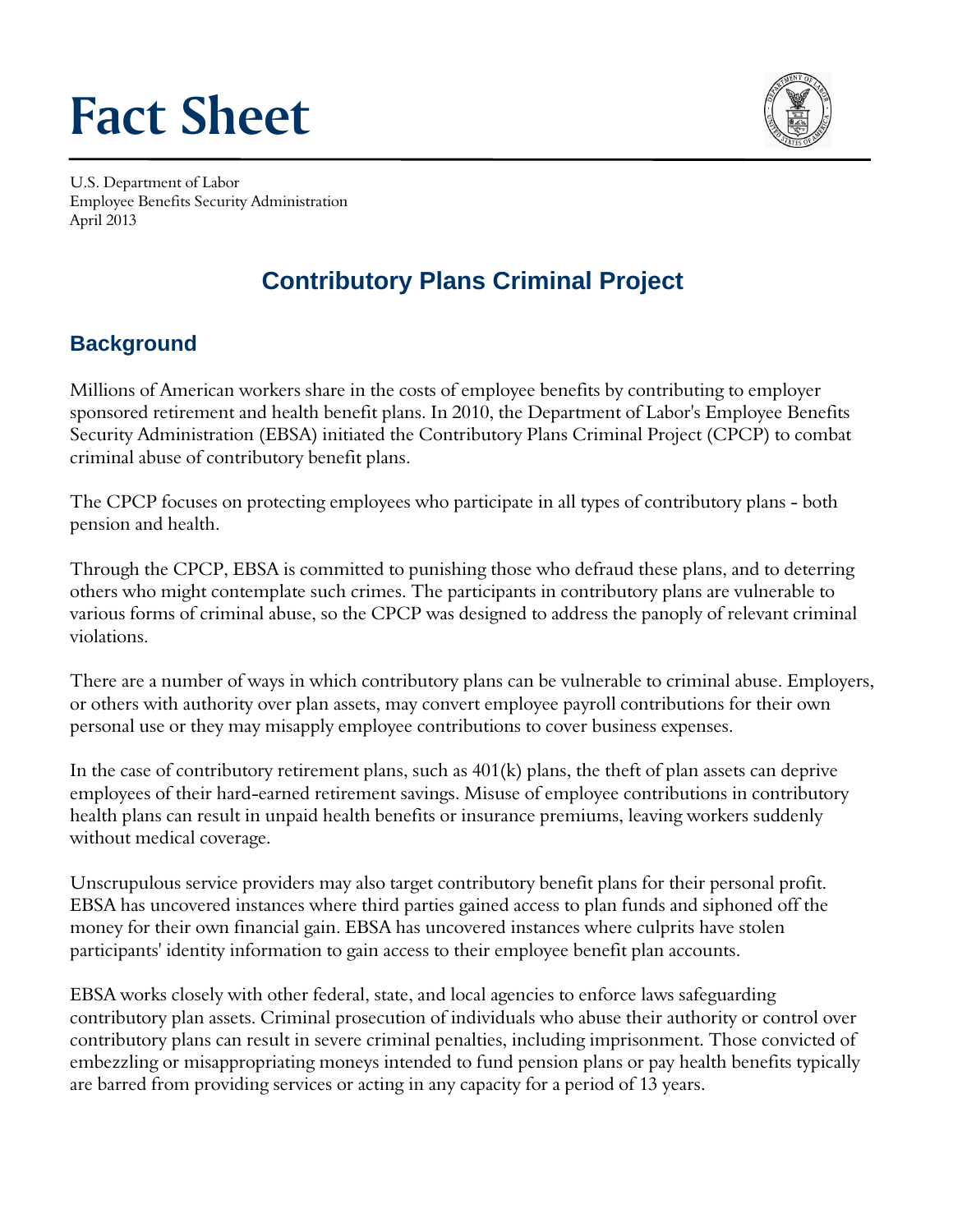# Fact Sheet

U.S. Department of Labor
Employee Benefits Security Administration
April 2013

## Contributory Plans Criminal Project

### Background

Millions of American workers share in the costs of employee benefits by contributing to employer sponsored retirement and health benefit plans. In 2010, the Department of Labor's Employee Benefits Security Administration (EBSA) initiated the Contributory Plans Criminal Project (CPCP) to combat criminal abuse of contributory benefit plans.

The CPCP focuses on protecting employees who participate in all types of contributory plans - both pension and health.

Through the CPCP, EBSA is committed to punishing those who defraud these plans, and to deterring others who might contemplate such crimes. The participants in contributory plans are vulnerable to various forms of criminal abuse, so the CPCP was designed to address the panoply of relevant criminal violations.

There are a number of ways in which contributory plans can be vulnerable to criminal abuse. Employers, or others with authority over plan assets, may convert employee payroll contributions for their own personal use or they may misapply employee contributions to cover business expenses.

In the case of contributory retirement plans, such as 401(k) plans, the theft of plan assets can deprive employees of their hard-earned retirement savings. Misuse of employee contributions in contributory health plans can result in unpaid health benefits or insurance premiums, leaving workers suddenly without medical coverage.

Unscrupulous service providers may also target contributory benefit plans for their personal profit. EBSA has uncovered instances where third parties gained access to plan funds and siphoned off the money for their own financial gain. EBSA has uncovered instances where culprits have stolen participants' identity information to gain access to their employee benefit plan accounts.

EBSA works closely with other federal, state, and local agencies to enforce laws safeguarding contributory plan assets. Criminal prosecution of individuals who abuse their authority or control over contributory plans can result in severe criminal penalties, including imprisonment. Those convicted of embezzling or misappropriating moneys intended to fund pension plans or pay health benefits typically are barred from providing services or acting in any capacity for a period of 13 years.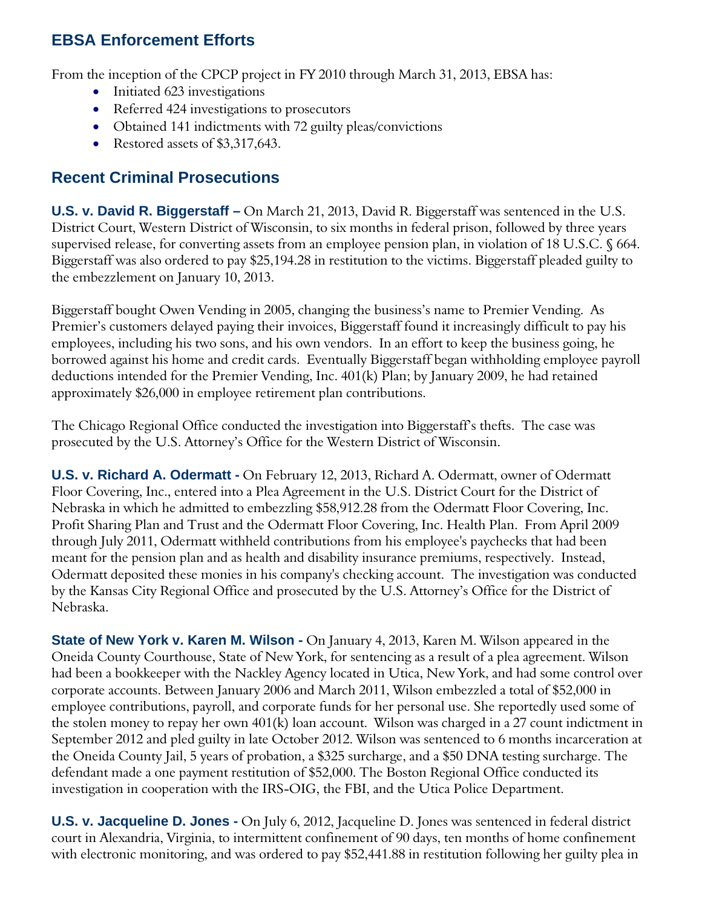## EBSA Enforcement Efforts

From the inception of the CPCP project in FY 2010 through March 31, 2013, EBSA has:

- Initiated 623 investigations
- Referred 424 investigations to prosecutors
- Obtained 141 indictments with 72 guilty pleas/convictions
- Restored assets of $3,317,643.

## Recent Criminal Prosecutions

**U.S. v. David R. Biggerstaff –** On March 21, 2013, David R. Biggerstaff was sentenced in the U.S. District Court, Western District of Wisconsin, to six months in federal prison, followed by three years supervised release, for converting assets from an employee pension plan, in violation of 18 U.S.C. § 664. Biggerstaff was also ordered to pay $25,194.28 in restitution to the victims. Biggerstaff pleaded guilty to the embezzlement on January 10, 2013.

Biggerstaff bought Owen Vending in 2005, changing the business's name to Premier Vending. As Premier's customers delayed paying their invoices, Biggerstaff found it increasingly difficult to pay his employees, including his two sons, and his own vendors. In an effort to keep the business going, he borrowed against his home and credit cards. Eventually Biggerstaff began withholding employee payroll deductions intended for the Premier Vending, Inc. 401(k) Plan; by January 2009, he had retained approximately $26,000 in employee retirement plan contributions.

The Chicago Regional Office conducted the investigation into Biggerstaff's thefts. The case was prosecuted by the U.S. Attorney's Office for the Western District of Wisconsin.

**U.S. v. Richard A. Odermatt -** On February 12, 2013, Richard A. Odermatt, owner of Odermatt Floor Covering, Inc., entered into a Plea Agreement in the U.S. District Court for the District of Nebraska in which he admitted to embezzling $58,912.28 from the Odermatt Floor Covering, Inc. Profit Sharing Plan and Trust and the Odermatt Floor Covering, Inc. Health Plan. From April 2009 through July 2011, Odermatt withheld contributions from his employee's paychecks that had been meant for the pension plan and as health and disability insurance premiums, respectively. Instead, Odermatt deposited these monies in his company's checking account. The investigation was conducted by the Kansas City Regional Office and prosecuted by the U.S. Attorney's Office for the District of Nebraska.

**State of New York v. Karen M. Wilson -** On January 4, 2013, Karen M. Wilson appeared in the Oneida County Courthouse, State of New York, for sentencing as a result of a plea agreement. Wilson had been a bookkeeper with the Nackley Agency located in Utica, New York, and had some control over corporate accounts. Between January 2006 and March 2011, Wilson embezzled a total of $52,000 in employee contributions, payroll, and corporate funds for her personal use. She reportedly used some of the stolen money to repay her own 401(k) loan account. Wilson was charged in a 27 count indictment in September 2012 and pled guilty in late October 2012. Wilson was sentenced to 6 months incarceration at the Oneida County Jail, 5 years of probation, a $325 surcharge, and a $50 DNA testing surcharge. The defendant made a one payment restitution of $52,000. The Boston Regional Office conducted its investigation in cooperation with the IRS-OIG, the FBI, and the Utica Police Department.

**U.S. v. Jacqueline D. Jones -** On July 6, 2012, Jacqueline D. Jones was sentenced in federal district court in Alexandria, Virginia, to intermittent confinement of 90 days, ten months of home confinement with electronic monitoring, and was ordered to pay $52,441.88 in restitution following her guilty plea in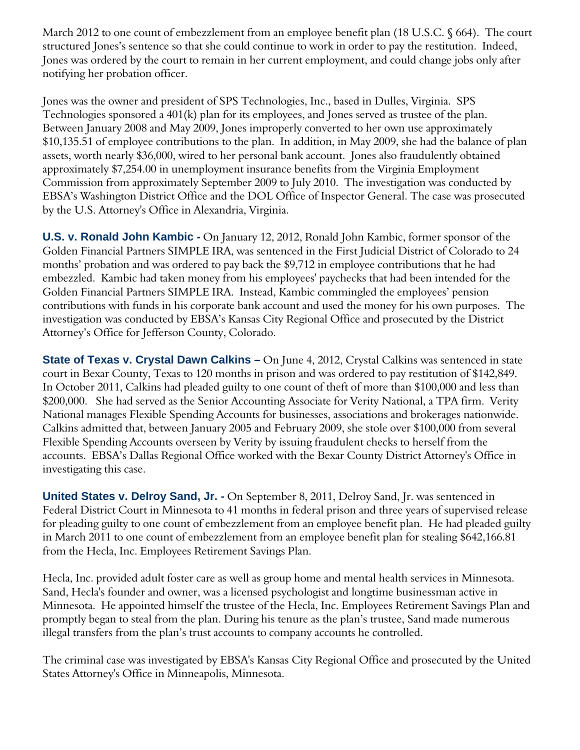March 2012 to one count of embezzlement from an employee benefit plan (18 U.S.C. § 664). The court structured Jones's sentence so that she could continue to work in order to pay the restitution. Indeed, Jones was ordered by the court to remain in her current employment, and could change jobs only after notifying her probation officer.

Jones was the owner and president of SPS Technologies, Inc., based in Dulles, Virginia. SPS Technologies sponsored a 401(k) plan for its employees, and Jones served as trustee of the plan. Between January 2008 and May 2009, Jones improperly converted to her own use approximately $10,135.51 of employee contributions to the plan. In addition, in May 2009, she had the balance of plan assets, worth nearly $36,000, wired to her personal bank account. Jones also fraudulently obtained approximately $7,254.00 in unemployment insurance benefits from the Virginia Employment Commission from approximately September 2009 to July 2010. The investigation was conducted by EBSA's Washington District Office and the DOL Office of Inspector General. The case was prosecuted by the U.S. Attorney's Office in Alexandria, Virginia.

**U.S. v. Ronald John Kambic -** On January 12, 2012, Ronald John Kambic, former sponsor of the Golden Financial Partners SIMPLE IRA, was sentenced in the First Judicial District of Colorado to 24 months' probation and was ordered to pay back the $9,712 in employee contributions that he had embezzled. Kambic had taken money from his employees' paychecks that had been intended for the Golden Financial Partners SIMPLE IRA. Instead, Kambic commingled the employees' pension contributions with funds in his corporate bank account and used the money for his own purposes. The investigation was conducted by EBSA's Kansas City Regional Office and prosecuted by the District Attorney's Office for Jefferson County, Colorado.

**State of Texas v. Crystal Dawn Calkins –** On June 4, 2012, Crystal Calkins was sentenced in state court in Bexar County, Texas to 120 months in prison and was ordered to pay restitution of $142,849. In October 2011, Calkins had pleaded guilty to one count of theft of more than $100,000 and less than $200,000. She had served as the Senior Accounting Associate for Verity National, a TPA firm. Verity National manages Flexible Spending Accounts for businesses, associations and brokerages nationwide. Calkins admitted that, between January 2005 and February 2009, she stole over $100,000 from several Flexible Spending Accounts overseen by Verity by issuing fraudulent checks to herself from the accounts. EBSA's Dallas Regional Office worked with the Bexar County District Attorney's Office in investigating this case.

**United States v. Delroy Sand, Jr. -** On September 8, 2011, Delroy Sand, Jr. was sentenced in Federal District Court in Minnesota to 41 months in federal prison and three years of supervised release for pleading guilty to one count of embezzlement from an employee benefit plan. He had pleaded guilty in March 2011 to one count of embezzlement from an employee benefit plan for stealing $642,166.81 from the Hecla, Inc. Employees Retirement Savings Plan.

Hecla, Inc. provided adult foster care as well as group home and mental health services in Minnesota. Sand, Hecla's founder and owner, was a licensed psychologist and longtime businessman active in Minnesota. He appointed himself the trustee of the Hecla, Inc. Employees Retirement Savings Plan and promptly began to steal from the plan. During his tenure as the plan's trustee, Sand made numerous illegal transfers from the plan's trust accounts to company accounts he controlled.

The criminal case was investigated by EBSA's Kansas City Regional Office and prosecuted by the United States Attorney's Office in Minneapolis, Minnesota.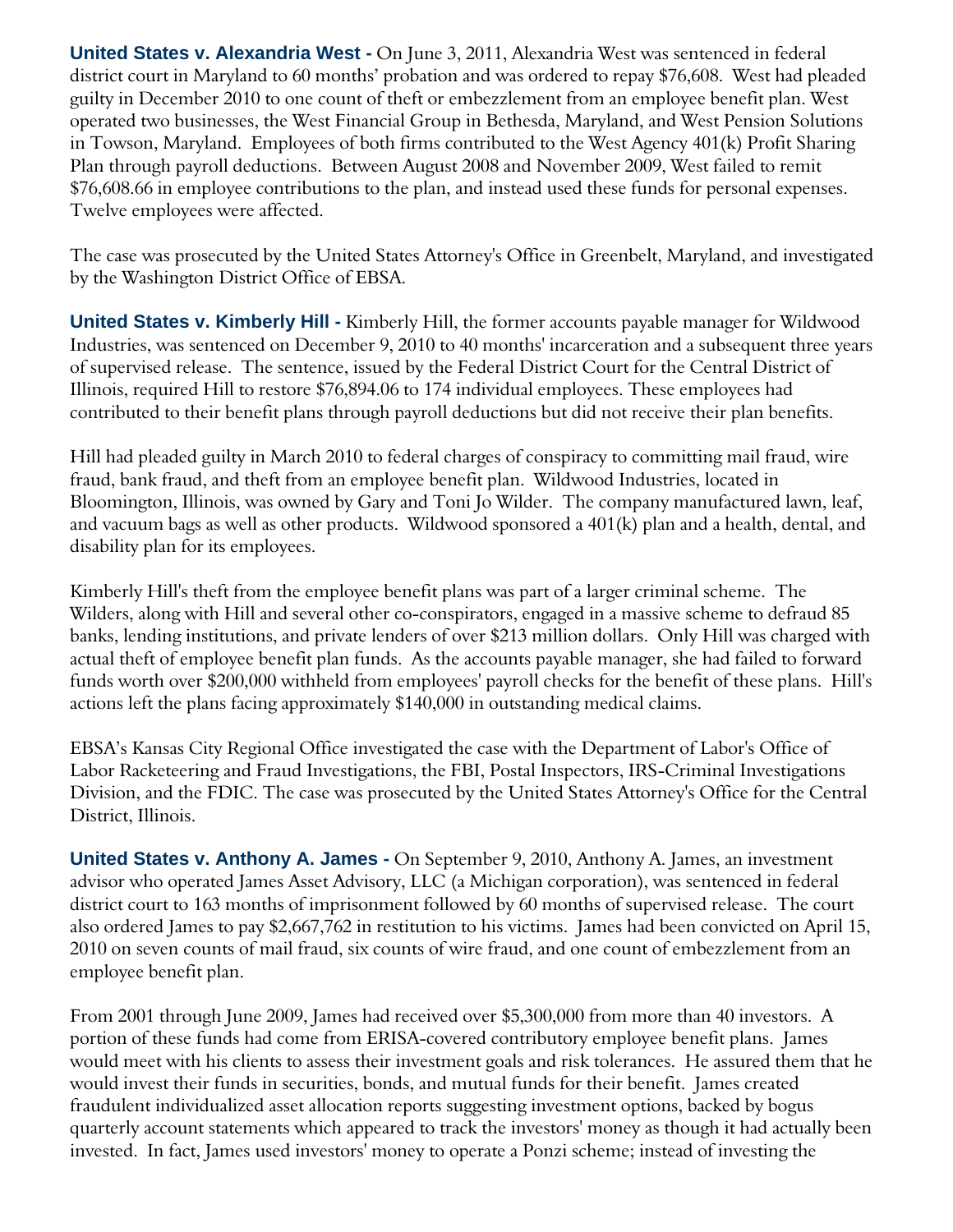**United States v. Alexandria West -** On June 3, 2011, Alexandria West was sentenced in federal district court in Maryland to 60 months' probation and was ordered to repay $76,608. West had pleaded guilty in December 2010 to one count of theft or embezzlement from an employee benefit plan. West operated two businesses, the West Financial Group in Bethesda, Maryland, and West Pension Solutions in Towson, Maryland. Employees of both firms contributed to the West Agency 401(k) Profit Sharing Plan through payroll deductions. Between August 2008 and November 2009, West failed to remit $76,608.66 in employee contributions to the plan, and instead used these funds for personal expenses. Twelve employees were affected.

The case was prosecuted by the United States Attorney's Office in Greenbelt, Maryland, and investigated by the Washington District Office of EBSA.

**United States v. Kimberly Hill -** Kimberly Hill, the former accounts payable manager for Wildwood Industries, was sentenced on December 9, 2010 to 40 months' incarceration and a subsequent three years of supervised release. The sentence, issued by the Federal District Court for the Central District of Illinois, required Hill to restore $76,894.06 to 174 individual employees. These employees had contributed to their benefit plans through payroll deductions but did not receive their plan benefits.

Hill had pleaded guilty in March 2010 to federal charges of conspiracy to committing mail fraud, wire fraud, bank fraud, and theft from an employee benefit plan. Wildwood Industries, located in Bloomington, Illinois, was owned by Gary and Toni Jo Wilder. The company manufactured lawn, leaf, and vacuum bags as well as other products. Wildwood sponsored a 401(k) plan and a health, dental, and disability plan for its employees.

Kimberly Hill's theft from the employee benefit plans was part of a larger criminal scheme. The Wilders, along with Hill and several other co-conspirators, engaged in a massive scheme to defraud 85 banks, lending institutions, and private lenders of over $213 million dollars. Only Hill was charged with actual theft of employee benefit plan funds. As the accounts payable manager, she had failed to forward funds worth over $200,000 withheld from employees' payroll checks for the benefit of these plans. Hill's actions left the plans facing approximately $140,000 in outstanding medical claims.

EBSA's Kansas City Regional Office investigated the case with the Department of Labor's Office of Labor Racketeering and Fraud Investigations, the FBI, Postal Inspectors, IRS-Criminal Investigations Division, and the FDIC. The case was prosecuted by the United States Attorney's Office for the Central District, Illinois.

**United States v. Anthony A. James -** On September 9, 2010, Anthony A. James, an investment advisor who operated James Asset Advisory, LLC (a Michigan corporation), was sentenced in federal district court to 163 months of imprisonment followed by 60 months of supervised release. The court also ordered James to pay $2,667,762 in restitution to his victims. James had been convicted on April 15, 2010 on seven counts of mail fraud, six counts of wire fraud, and one count of embezzlement from an employee benefit plan.

From 2001 through June 2009, James had received over $5,300,000 from more than 40 investors. A portion of these funds had come from ERISA-covered contributory employee benefit plans. James would meet with his clients to assess their investment goals and risk tolerances. He assured them that he would invest their funds in securities, bonds, and mutual funds for their benefit. James created fraudulent individualized asset allocation reports suggesting investment options, backed by bogus quarterly account statements which appeared to track the investors' money as though it had actually been invested. In fact, James used investors' money to operate a Ponzi scheme; instead of investing the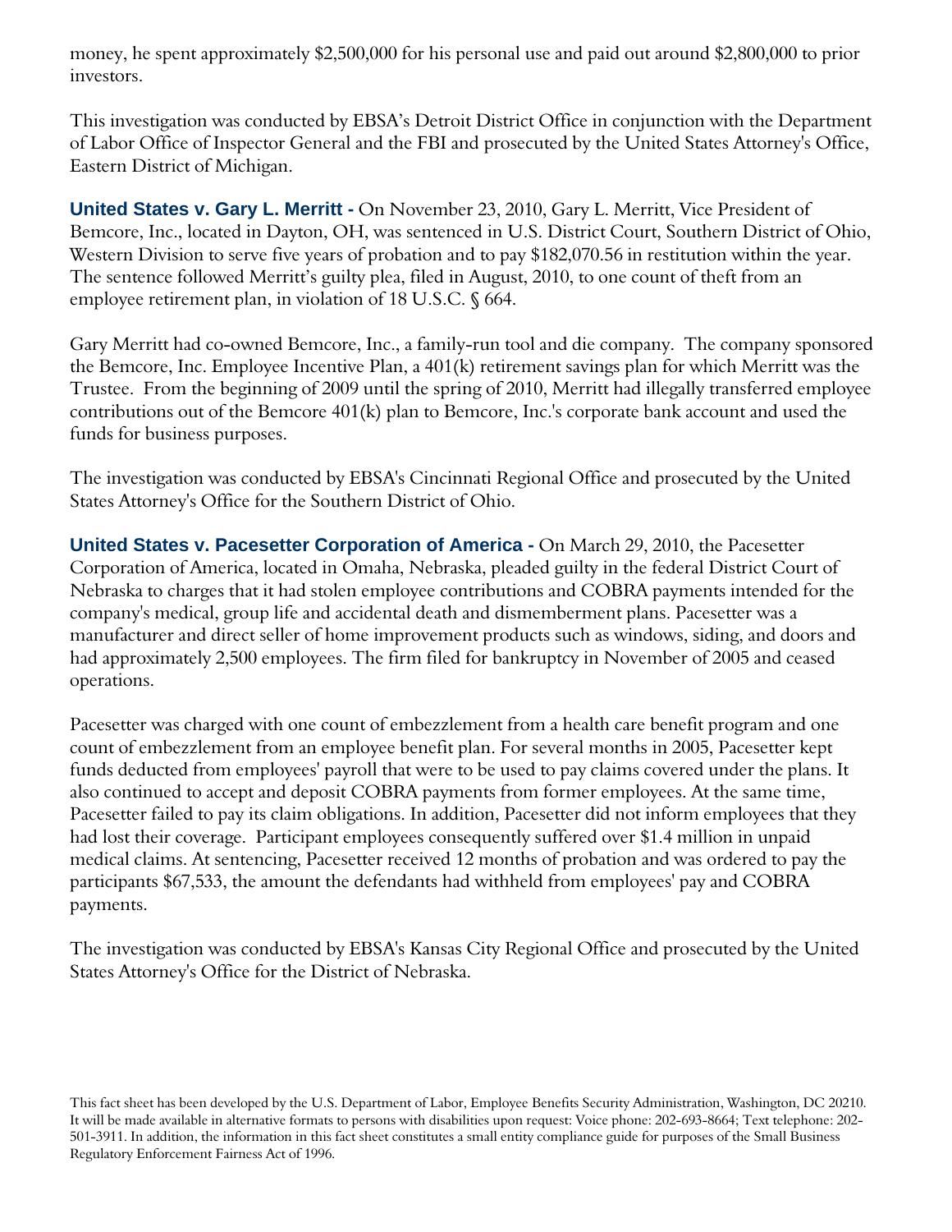money, he spent approximately $2,500,000 for his personal use and paid out around $2,800,000 to prior investors.

This investigation was conducted by EBSA's Detroit District Office in conjunction with the Department of Labor Office of Inspector General and the FBI and prosecuted by the United States Attorney's Office, Eastern District of Michigan.

**United States v. Gary L. Merritt -** On November 23, 2010, Gary L. Merritt, Vice President of Bemcore, Inc., located in Dayton, OH, was sentenced in U.S. District Court, Southern District of Ohio, Western Division to serve five years of probation and to pay $182,070.56 in restitution within the year. The sentence followed Merritt's guilty plea, filed in August, 2010, to one count of theft from an employee retirement plan, in violation of 18 U.S.C. § 664.

Gary Merritt had co-owned Bemcore, Inc., a family-run tool and die company. The company sponsored the Bemcore, Inc. Employee Incentive Plan, a 401(k) retirement savings plan for which Merritt was the Trustee. From the beginning of 2009 until the spring of 2010, Merritt had illegally transferred employee contributions out of the Bemcore 401(k) plan to Bemcore, Inc.'s corporate bank account and used the funds for business purposes.

The investigation was conducted by EBSA's Cincinnati Regional Office and prosecuted by the United States Attorney's Office for the Southern District of Ohio.

**United States v. Pacesetter Corporation of America -** On March 29, 2010, the Pacesetter Corporation of America, located in Omaha, Nebraska, pleaded guilty in the federal District Court of Nebraska to charges that it had stolen employee contributions and COBRA payments intended for the company's medical, group life and accidental death and dismemberment plans. Pacesetter was a manufacturer and direct seller of home improvement products such as windows, siding, and doors and had approximately 2,500 employees. The firm filed for bankruptcy in November of 2005 and ceased operations.

Pacesetter was charged with one count of embezzlement from a health care benefit program and one count of embezzlement from an employee benefit plan. For several months in 2005, Pacesetter kept funds deducted from employees' payroll that were to be used to pay claims covered under the plans. It also continued to accept and deposit COBRA payments from former employees. At the same time, Pacesetter failed to pay its claim obligations. In addition, Pacesetter did not inform employees that they had lost their coverage. Participant employees consequently suffered over $1.4 million in unpaid medical claims. At sentencing, Pacesetter received 12 months of probation and was ordered to pay the participants $67,533, the amount the defendants had withheld from employees' pay and COBRA payments.

The investigation was conducted by EBSA's Kansas City Regional Office and prosecuted by the United States Attorney's Office for the District of Nebraska.

This fact sheet has been developed by the U.S. Department of Labor, Employee Benefits Security Administration, Washington, DC 20210. It will be made available in alternative formats to persons with disabilities upon request: Voice phone: 202-693-8664; Text telephone: 202-501-3911. In addition, the information in this fact sheet constitutes a small entity compliance guide for purposes of the Small Business Regulatory Enforcement Fairness Act of 1996.